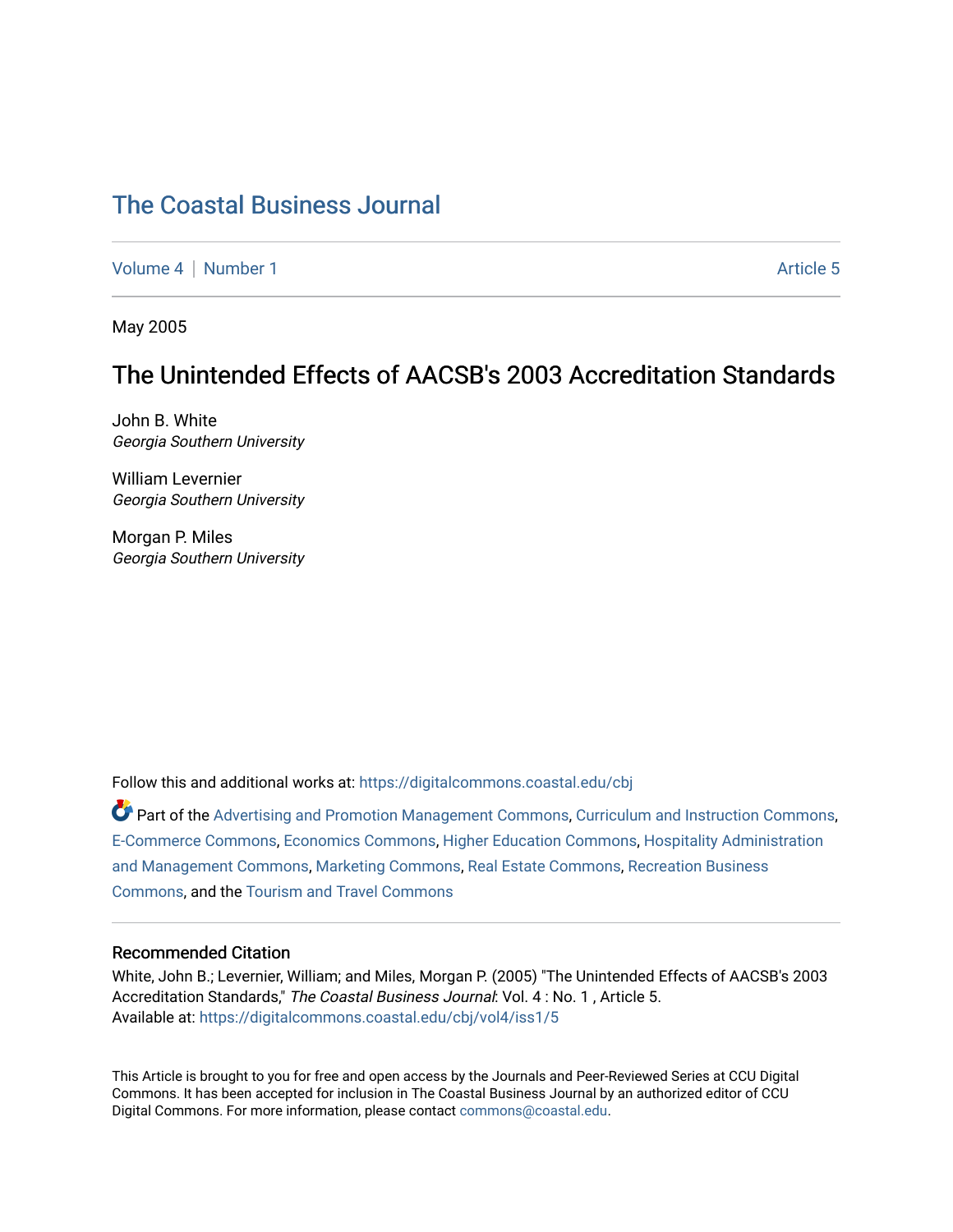# The Coastal Business Journal

Volume 4 | Number 1 Article 5

May 2005

## The Unintended Effects of AACSB's 2003 Accreditation Standards

John B. White
*Georgia Southern University*

William Levernier
*Georgia Southern University*

Morgan P. Miles
*Georgia Southern University*

Follow this and additional works at: https://digitalcommons.coastal.edu/cbj

Part of the Advertising and Promotion Management Commons, Curriculum and Instruction Commons, E-Commerce Commons, Economics Commons, Higher Education Commons, Hospitality Administration and Management Commons, Marketing Commons, Real Estate Commons, Recreation Business Commons, and the Tourism and Travel Commons

### Recommended Citation

White, John B.; Levernier, William; and Miles, Morgan P. (2005) "The Unintended Effects of AACSB's 2003 Accreditation Standards," *The Coastal Business Journal*: Vol. 4 : No. 1 , Article 5.
Available at: https://digitalcommons.coastal.edu/cbj/vol4/iss1/5

This Article is brought to you for free and open access by the Journals and Peer-Reviewed Series at CCU Digital Commons. It has been accepted for inclusion in The Coastal Business Journal by an authorized editor of CCU Digital Commons. For more information, please contact commons@coastal.edu.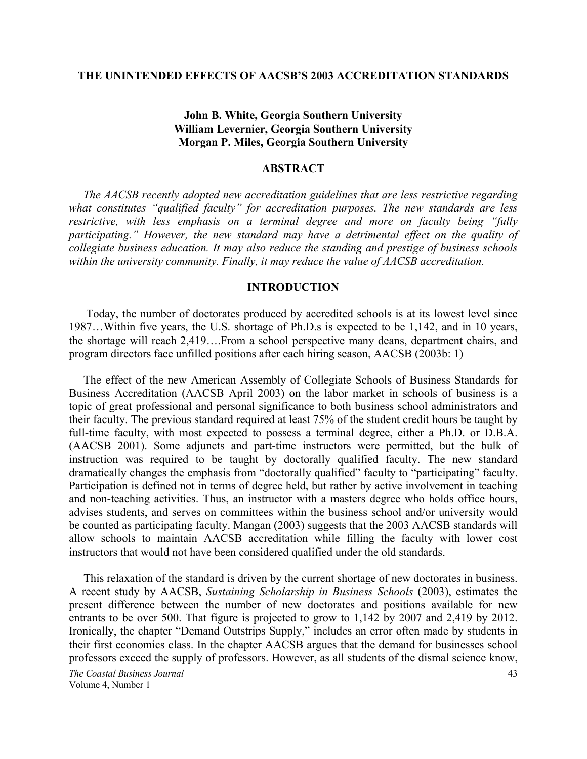# THE UNINTENDED EFFECTS OF AACSB'S 2003 ACCREDITATION STANDARDS

**John B. White, Georgia Southern University**
**William Levernier, Georgia Southern University**
**Morgan P. Miles, Georgia Southern University**

## ABSTRACT

*The AACSB recently adopted new accreditation guidelines that are less restrictive regarding what constitutes "qualified faculty" for accreditation purposes. The new standards are less restrictive, with less emphasis on a terminal degree and more on faculty being "fully participating." However, the new standard may have a detrimental effect on the quality of collegiate business education. It may also reduce the standing and prestige of business schools within the university community. Finally, it may reduce the value of AACSB accreditation.*

## INTRODUCTION

Today, the number of doctorates produced by accredited schools is at its lowest level since 1987…Within five years, the U.S. shortage of Ph.D.s is expected to be 1,142, and in 10 years, the shortage will reach 2,419….From a school perspective many deans, department chairs, and program directors face unfilled positions after each hiring season, AACSB (2003b: 1)

The effect of the new American Assembly of Collegiate Schools of Business Standards for Business Accreditation (AACSB April 2003) on the labor market in schools of business is a topic of great professional and personal significance to both business school administrators and their faculty. The previous standard required at least 75% of the student credit hours be taught by full-time faculty, with most expected to possess a terminal degree, either a Ph.D. or D.B.A. (AACSB 2001). Some adjuncts and part-time instructors were permitted, but the bulk of instruction was required to be taught by doctorally qualified faculty. The new standard dramatically changes the emphasis from "doctorally qualified" faculty to "participating" faculty. Participation is defined not in terms of degree held, but rather by active involvement in teaching and non-teaching activities. Thus, an instructor with a masters degree who holds office hours, advises students, and serves on committees within the business school and/or university would be counted as participating faculty. Mangan (2003) suggests that the 2003 AACSB standards will allow schools to maintain AACSB accreditation while filling the faculty with lower cost instructors that would not have been considered qualified under the old standards.

This relaxation of the standard is driven by the current shortage of new doctorates in business. A recent study by AACSB, *Sustaining Scholarship in Business Schools* (2003), estimates the present difference between the number of new doctorates and positions available for new entrants to be over 500. That figure is projected to grow to 1,142 by 2007 and 2,419 by 2012. Ironically, the chapter "Demand Outstrips Supply," includes an error often made by students in their first economics class. In the chapter AACSB argues that the demand for businesses school professors exceed the supply of professors. However, as all students of the dismal science know,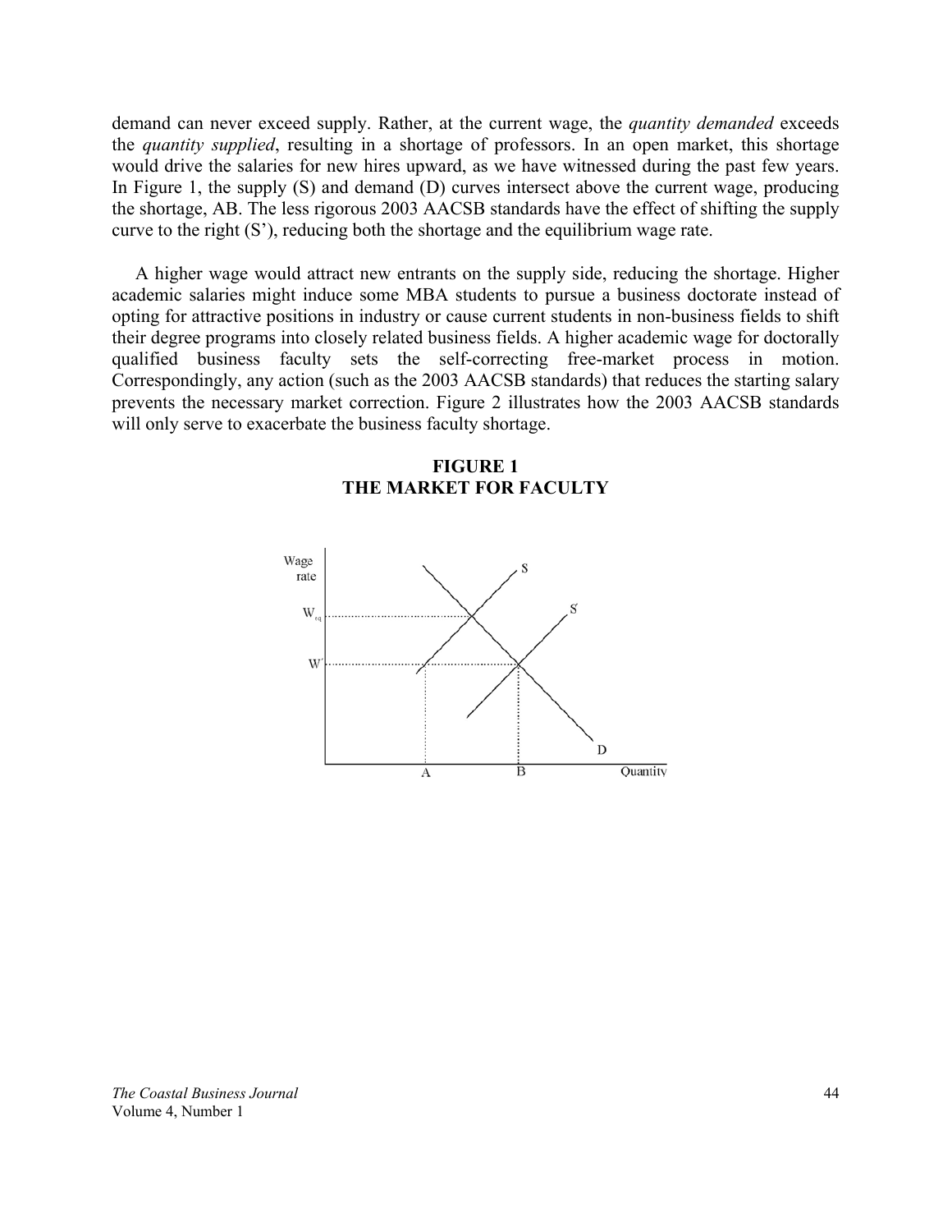demand can never exceed supply. Rather, at the current wage, the *quantity demanded* exceeds the *quantity supplied*, resulting in a shortage of professors. In an open market, this shortage would drive the salaries for new hires upward, as we have witnessed during the past few years. In Figure 1, the supply (S) and demand (D) curves intersect above the current wage, producing the shortage, AB. The less rigorous 2003 AACSB standards have the effect of shifting the supply curve to the right (S'), reducing both the shortage and the equilibrium wage rate.

A higher wage would attract new entrants on the supply side, reducing the shortage. Higher academic salaries might induce some MBA students to pursue a business doctorate instead of opting for attractive positions in industry or cause current students in non-business fields to shift their degree programs into closely related business fields. A higher academic wage for doctorally qualified business faculty sets the self-correcting free-market process in motion. Correspondingly, any action (such as the 2003 AACSB standards) that reduces the starting salary prevents the necessary market correction. Figure 2 illustrates how the 2003 AACSB standards will only serve to exacerbate the business faculty shortage.

**FIGURE 1**
**THE MARKET FOR FACULTY**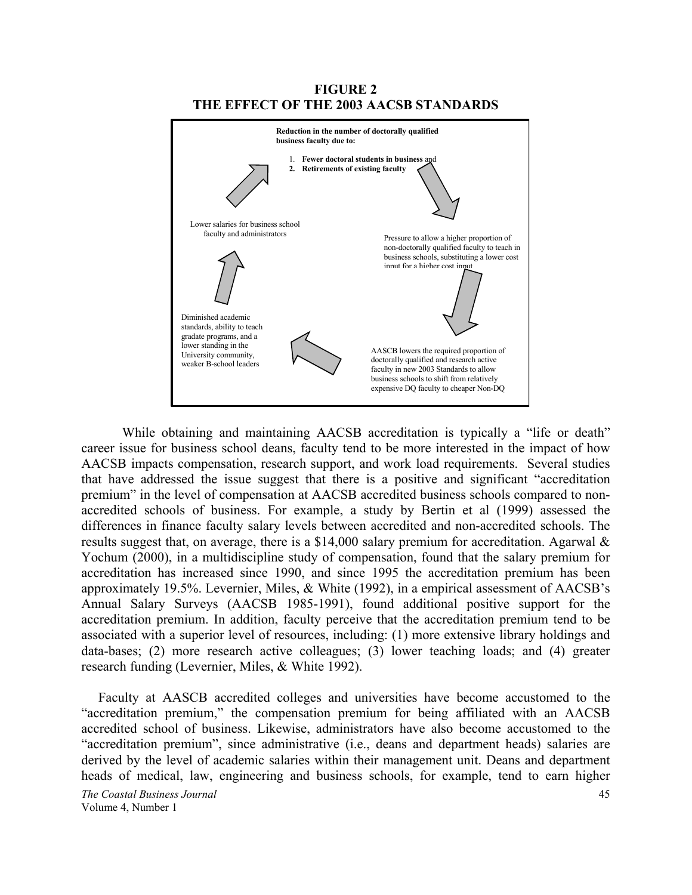**FIGURE 2**
**THE EFFECT OF THE 2003 AACSB STANDARDS**

**Reduction in the number of doctorally qualified business faculty due to:**

1. **Fewer doctoral students in business** and
2. **Retirements of existing faculty**

Pressure to allow a higher proportion of non-doctorally qualified faculty to teach in business schools, substituting a lower cost input for a higher cost input

AASCB lowers the required proportion of doctorally qualified and research active faculty in new 2003 Standards to allow business schools to shift from relatively expensive DQ faculty to cheaper Non-DQ

Diminished academic standards, ability to teach gradate programs, and a lower standing in the University community, weaker B-school leaders

Lower salaries for business school faculty and administrators

While obtaining and maintaining AACSB accreditation is typically a "life or death" career issue for business school deans, faculty tend to be more interested in the impact of how AACSB impacts compensation, research support, and work load requirements. Several studies that have addressed the issue suggest that there is a positive and significant "accreditation premium" in the level of compensation at AACSB accredited business schools compared to non-accredited schools of business. For example, a study by Bertin et al (1999) assessed the differences in finance faculty salary levels between accredited and non-accredited schools. The results suggest that, on average, there is a $14,000 salary premium for accreditation. Agarwal & Yochum (2000), in a multidiscipline study of compensation, found that the salary premium for accreditation has increased since 1990, and since 1995 the accreditation premium has been approximately 19.5%. Levernier, Miles, & White (1992), in a empirical assessment of AACSB's Annual Salary Surveys (AACSB 1985-1991), found additional positive support for the accreditation premium. In addition, faculty perceive that the accreditation premium tend to be associated with a superior level of resources, including: (1) more extensive library holdings and data-bases; (2) more research active colleagues; (3) lower teaching loads; and (4) greater research funding (Levernier, Miles, & White 1992).

Faculty at AASCB accredited colleges and universities have become accustomed to the "accreditation premium," the compensation premium for being affiliated with an AACSB accredited school of business. Likewise, administrators have also become accustomed to the "accreditation premium", since administrative (i.e., deans and department heads) salaries are derived by the level of academic salaries within their management unit. Deans and department heads of medical, law, engineering and business schools, for example, tend to earn higher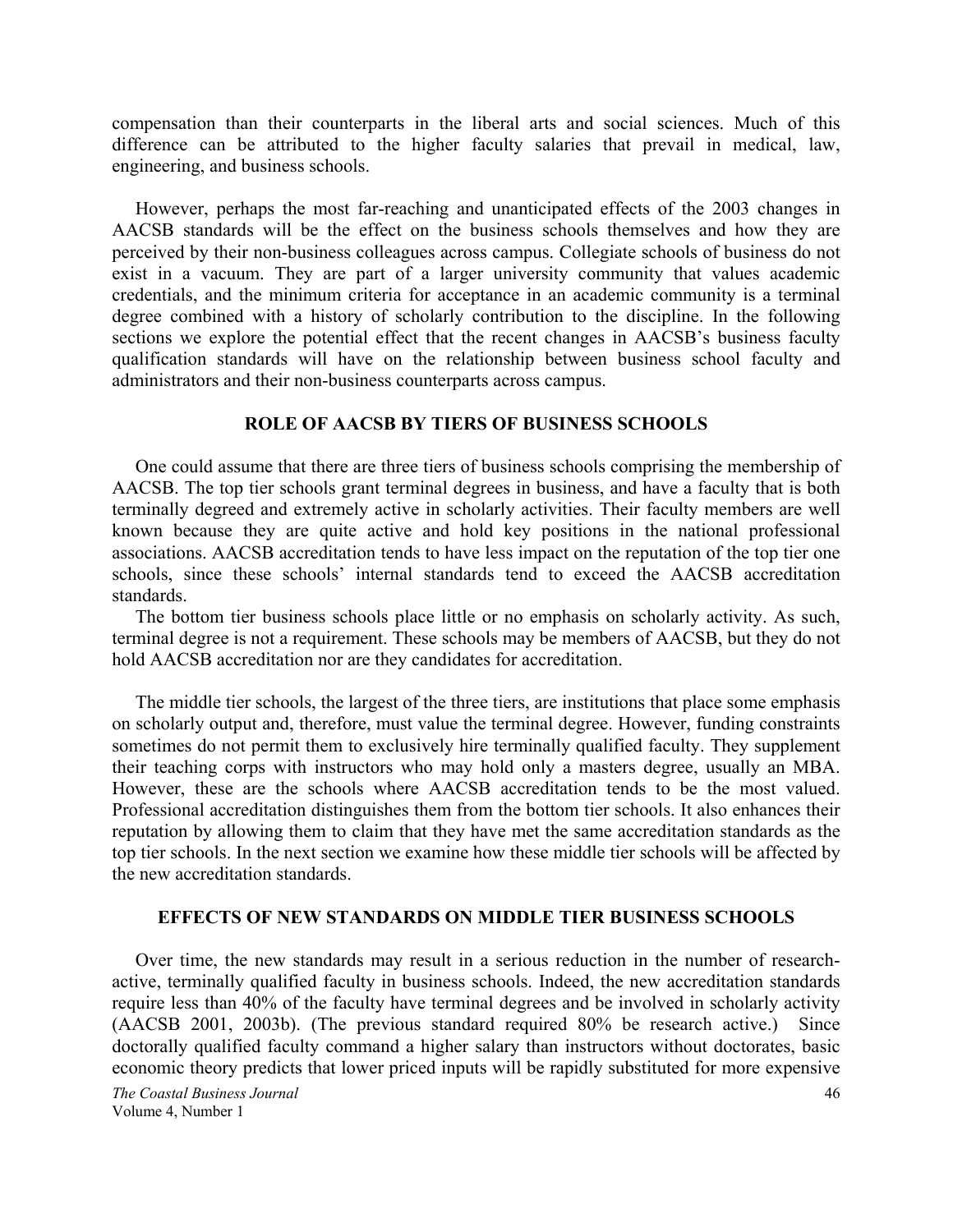compensation than their counterparts in the liberal arts and social sciences. Much of this difference can be attributed to the higher faculty salaries that prevail in medical, law, engineering, and business schools.

However, perhaps the most far-reaching and unanticipated effects of the 2003 changes in AACSB standards will be the effect on the business schools themselves and how they are perceived by their non-business colleagues across campus. Collegiate schools of business do not exist in a vacuum. They are part of a larger university community that values academic credentials, and the minimum criteria for acceptance in an academic community is a terminal degree combined with a history of scholarly contribution to the discipline. In the following sections we explore the potential effect that the recent changes in AACSB's business faculty qualification standards will have on the relationship between business school faculty and administrators and their non-business counterparts across campus.

## ROLE OF AACSB BY TIERS OF BUSINESS SCHOOLS

One could assume that there are three tiers of business schools comprising the membership of AACSB. The top tier schools grant terminal degrees in business, and have a faculty that is both terminally degreed and extremely active in scholarly activities. Their faculty members are well known because they are quite active and hold key positions in the national professional associations. AACSB accreditation tends to have less impact on the reputation of the top tier one schools, since these schools' internal standards tend to exceed the AACSB accreditation standards.

The bottom tier business schools place little or no emphasis on scholarly activity. As such, terminal degree is not a requirement. These schools may be members of AACSB, but they do not hold AACSB accreditation nor are they candidates for accreditation.

The middle tier schools, the largest of the three tiers, are institutions that place some emphasis on scholarly output and, therefore, must value the terminal degree. However, funding constraints sometimes do not permit them to exclusively hire terminally qualified faculty. They supplement their teaching corps with instructors who may hold only a masters degree, usually an MBA. However, these are the schools where AACSB accreditation tends to be the most valued. Professional accreditation distinguishes them from the bottom tier schools. It also enhances their reputation by allowing them to claim that they have met the same accreditation standards as the top tier schools. In the next section we examine how these middle tier schools will be affected by the new accreditation standards.

## EFFECTS OF NEW STANDARDS ON MIDDLE TIER BUSINESS SCHOOLS

Over time, the new standards may result in a serious reduction in the number of research-active, terminally qualified faculty in business schools. Indeed, the new accreditation standards require less than 40% of the faculty have terminal degrees and be involved in scholarly activity (AACSB 2001, 2003b). (The previous standard required 80% be research active.) Since doctorally qualified faculty command a higher salary than instructors without doctorates, basic economic theory predicts that lower priced inputs will be rapidly substituted for more expensive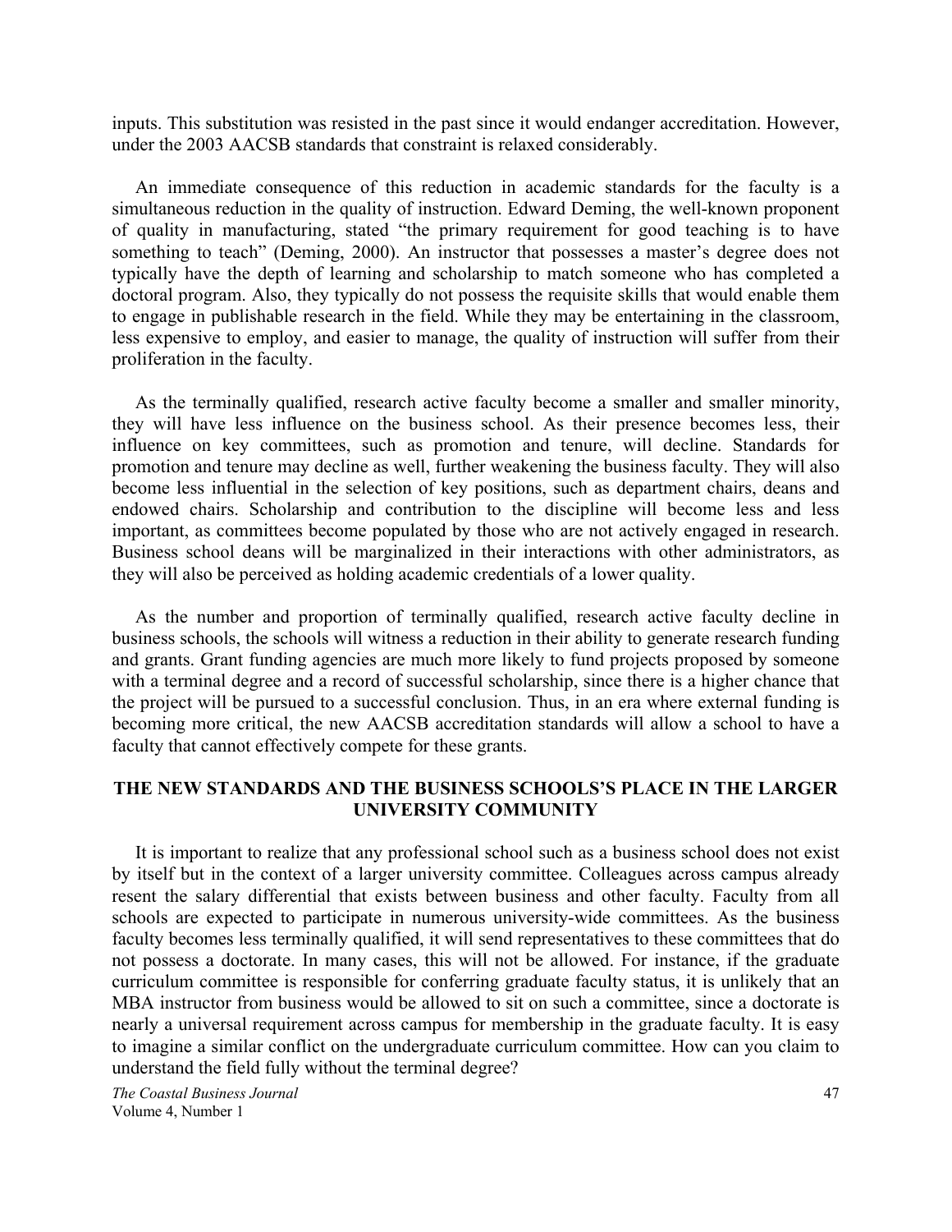inputs. This substitution was resisted in the past since it would endanger accreditation. However, under the 2003 AACSB standards that constraint is relaxed considerably.

An immediate consequence of this reduction in academic standards for the faculty is a simultaneous reduction in the quality of instruction. Edward Deming, the well-known proponent of quality in manufacturing, stated "the primary requirement for good teaching is to have something to teach" (Deming, 2000). An instructor that possesses a master's degree does not typically have the depth of learning and scholarship to match someone who has completed a doctoral program. Also, they typically do not possess the requisite skills that would enable them to engage in publishable research in the field. While they may be entertaining in the classroom, less expensive to employ, and easier to manage, the quality of instruction will suffer from their proliferation in the faculty.

As the terminally qualified, research active faculty become a smaller and smaller minority, they will have less influence on the business school. As their presence becomes less, their influence on key committees, such as promotion and tenure, will decline. Standards for promotion and tenure may decline as well, further weakening the business faculty. They will also become less influential in the selection of key positions, such as department chairs, deans and endowed chairs. Scholarship and contribution to the discipline will become less and less important, as committees become populated by those who are not actively engaged in research. Business school deans will be marginalized in their interactions with other administrators, as they will also be perceived as holding academic credentials of a lower quality.

As the number and proportion of terminally qualified, research active faculty decline in business schools, the schools will witness a reduction in their ability to generate research funding and grants. Grant funding agencies are much more likely to fund projects proposed by someone with a terminal degree and a record of successful scholarship, since there is a higher chance that the project will be pursued to a successful conclusion. Thus, in an era where external funding is becoming more critical, the new AACSB accreditation standards will allow a school to have a faculty that cannot effectively compete for these grants.

## THE NEW STANDARDS AND THE BUSINESS SCHOOLS'S PLACE IN THE LARGER UNIVERSITY COMMUNITY

It is important to realize that any professional school such as a business school does not exist by itself but in the context of a larger university committee. Colleagues across campus already resent the salary differential that exists between business and other faculty. Faculty from all schools are expected to participate in numerous university-wide committees. As the business faculty becomes less terminally qualified, it will send representatives to these committees that do not possess a doctorate. In many cases, this will not be allowed. For instance, if the graduate curriculum committee is responsible for conferring graduate faculty status, it is unlikely that an MBA instructor from business would be allowed to sit on such a committee, since a doctorate is nearly a universal requirement across campus for membership in the graduate faculty. It is easy to imagine a similar conflict on the undergraduate curriculum committee. How can you claim to understand the field fully without the terminal degree?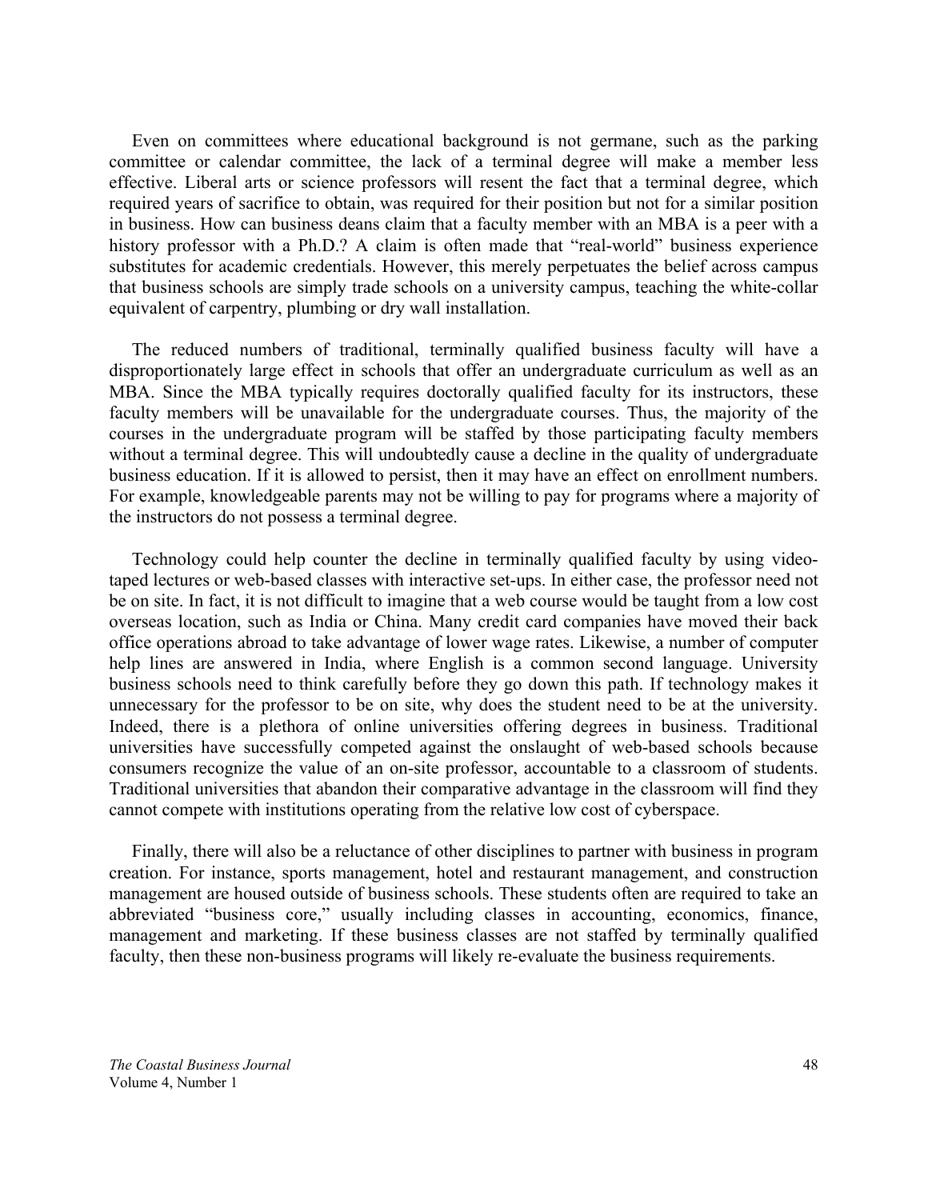Even on committees where educational background is not germane, such as the parking committee or calendar committee, the lack of a terminal degree will make a member less effective. Liberal arts or science professors will resent the fact that a terminal degree, which required years of sacrifice to obtain, was required for their position but not for a similar position in business. How can business deans claim that a faculty member with an MBA is a peer with a history professor with a Ph.D.? A claim is often made that "real-world" business experience substitutes for academic credentials. However, this merely perpetuates the belief across campus that business schools are simply trade schools on a university campus, teaching the white-collar equivalent of carpentry, plumbing or dry wall installation.

The reduced numbers of traditional, terminally qualified business faculty will have a disproportionately large effect in schools that offer an undergraduate curriculum as well as an MBA. Since the MBA typically requires doctorally qualified faculty for its instructors, these faculty members will be unavailable for the undergraduate courses. Thus, the majority of the courses in the undergraduate program will be staffed by those participating faculty members without a terminal degree. This will undoubtedly cause a decline in the quality of undergraduate business education. If it is allowed to persist, then it may have an effect on enrollment numbers. For example, knowledgeable parents may not be willing to pay for programs where a majority of the instructors do not possess a terminal degree.

Technology could help counter the decline in terminally qualified faculty by using video-taped lectures or web-based classes with interactive set-ups. In either case, the professor need not be on site. In fact, it is not difficult to imagine that a web course would be taught from a low cost overseas location, such as India or China. Many credit card companies have moved their back office operations abroad to take advantage of lower wage rates. Likewise, a number of computer help lines are answered in India, where English is a common second language. University business schools need to think carefully before they go down this path. If technology makes it unnecessary for the professor to be on site, why does the student need to be at the university. Indeed, there is a plethora of online universities offering degrees in business. Traditional universities have successfully competed against the onslaught of web-based schools because consumers recognize the value of an on-site professor, accountable to a classroom of students. Traditional universities that abandon their comparative advantage in the classroom will find they cannot compete with institutions operating from the relative low cost of cyberspace.

Finally, there will also be a reluctance of other disciplines to partner with business in program creation. For instance, sports management, hotel and restaurant management, and construction management are housed outside of business schools. These students often are required to take an abbreviated "business core," usually including classes in accounting, economics, finance, management and marketing. If these business classes are not staffed by terminally qualified faculty, then these non-business programs will likely re-evaluate the business requirements.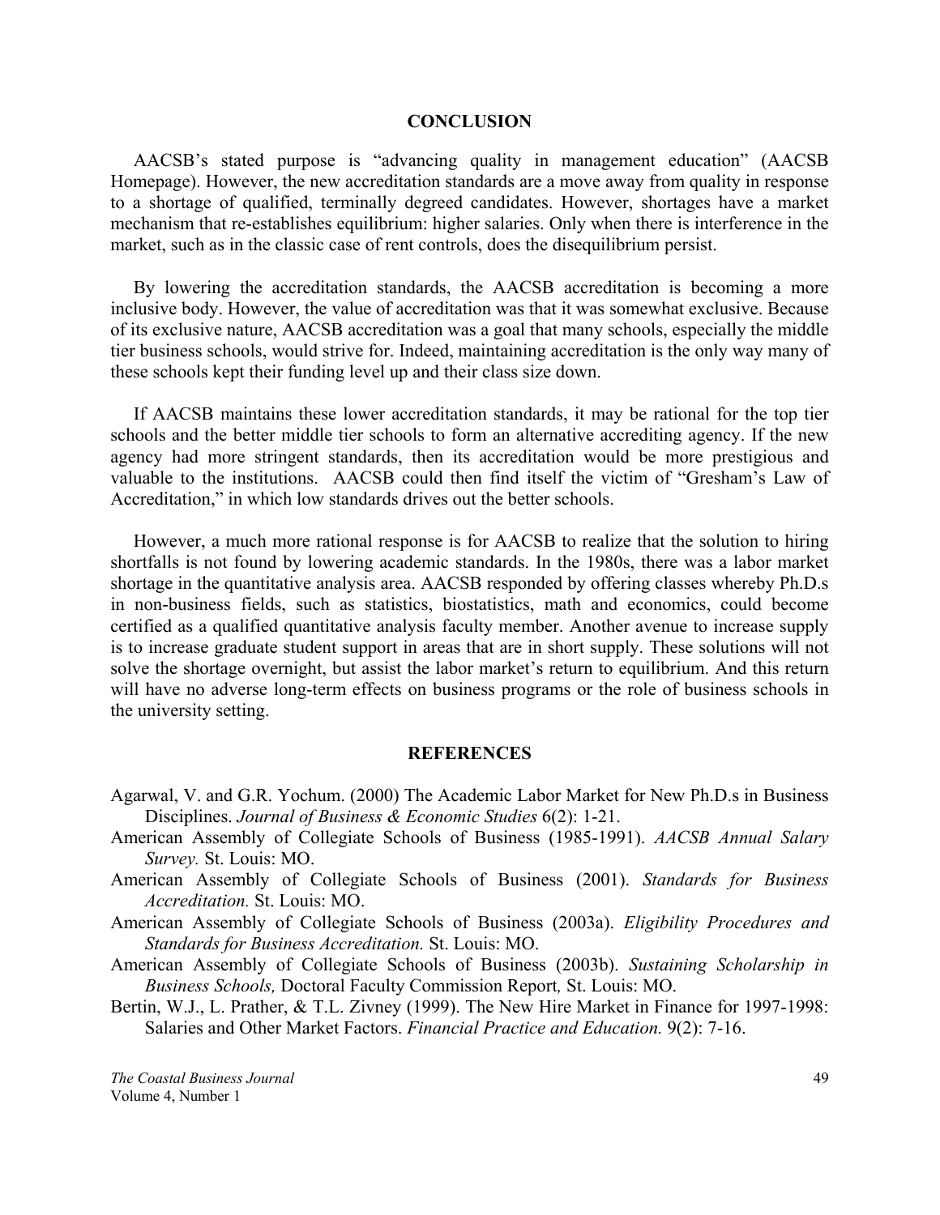## CONCLUSION

AACSB's stated purpose is "advancing quality in management education" (AACSB Homepage). However, the new accreditation standards are a move away from quality in response to a shortage of qualified, terminally degreed candidates. However, shortages have a market mechanism that re-establishes equilibrium: higher salaries. Only when there is interference in the market, such as in the classic case of rent controls, does the disequilibrium persist.

By lowering the accreditation standards, the AACSB accreditation is becoming a more inclusive body. However, the value of accreditation was that it was somewhat exclusive. Because of its exclusive nature, AACSB accreditation was a goal that many schools, especially the middle tier business schools, would strive for. Indeed, maintaining accreditation is the only way many of these schools kept their funding level up and their class size down.

If AACSB maintains these lower accreditation standards, it may be rational for the top tier schools and the better middle tier schools to form an alternative accrediting agency. If the new agency had more stringent standards, then its accreditation would be more prestigious and valuable to the institutions. AACSB could then find itself the victim of "Gresham's Law of Accreditation," in which low standards drives out the better schools.

However, a much more rational response is for AACSB to realize that the solution to hiring shortfalls is not found by lowering academic standards. In the 1980s, there was a labor market shortage in the quantitative analysis area. AACSB responded by offering classes whereby Ph.D.s in non-business fields, such as statistics, biostatistics, math and economics, could become certified as a qualified quantitative analysis faculty member. Another avenue to increase supply is to increase graduate student support in areas that are in short supply. These solutions will not solve the shortage overnight, but assist the labor market's return to equilibrium. And this return will have no adverse long-term effects on business programs or the role of business schools in the university setting.

## REFERENCES

Agarwal, V. and G.R. Yochum. (2000) The Academic Labor Market for New Ph.D.s in Business Disciplines. *Journal of Business & Economic Studies* 6(2): 1-21.

American Assembly of Collegiate Schools of Business (1985-1991). *AACSB Annual Salary Survey.* St. Louis: MO.

American Assembly of Collegiate Schools of Business (2001). *Standards for Business Accreditation.* St. Louis: MO.

American Assembly of Collegiate Schools of Business (2003a). *Eligibility Procedures and Standards for Business Accreditation.* St. Louis: MO.

American Assembly of Collegiate Schools of Business (2003b). *Sustaining Scholarship in Business Schools,* Doctoral Faculty Commission Report*,* St. Louis: MO.

Bertin, W.J., L. Prather, & T.L. Zivney (1999). The New Hire Market in Finance for 1997-1998: Salaries and Other Market Factors. *Financial Practice and Education.* 9(2): 7-16.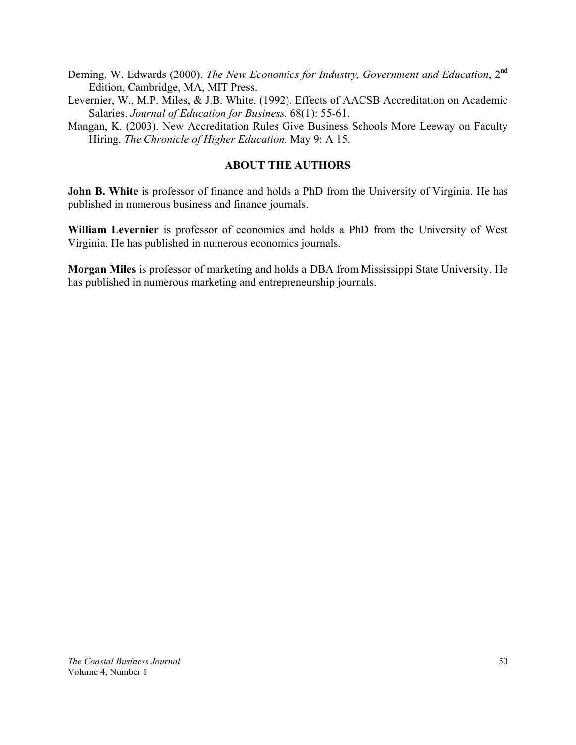Deming, W. Edwards (2000). *The New Economics for Industry, Government and Education*, 2nd Edition, Cambridge, MA, MIT Press.

Levernier, W., M.P. Miles, & J.B. White. (1992). Effects of AACSB Accreditation on Academic Salaries. *Journal of Education for Business.* 68(1): 55-61.

Mangan, K. (2003). New Accreditation Rules Give Business Schools More Leeway on Faculty Hiring. *The Chronicle of Higher Education.* May 9: A 15.

## ABOUT THE AUTHORS

**John B. White** is professor of finance and holds a PhD from the University of Virginia. He has published in numerous business and finance journals.

**William Levernier** is professor of economics and holds a PhD from the University of West Virginia. He has published in numerous economics journals.

**Morgan Miles** is professor of marketing and holds a DBA from Mississippi State University. He has published in numerous marketing and entrepreneurship journals.